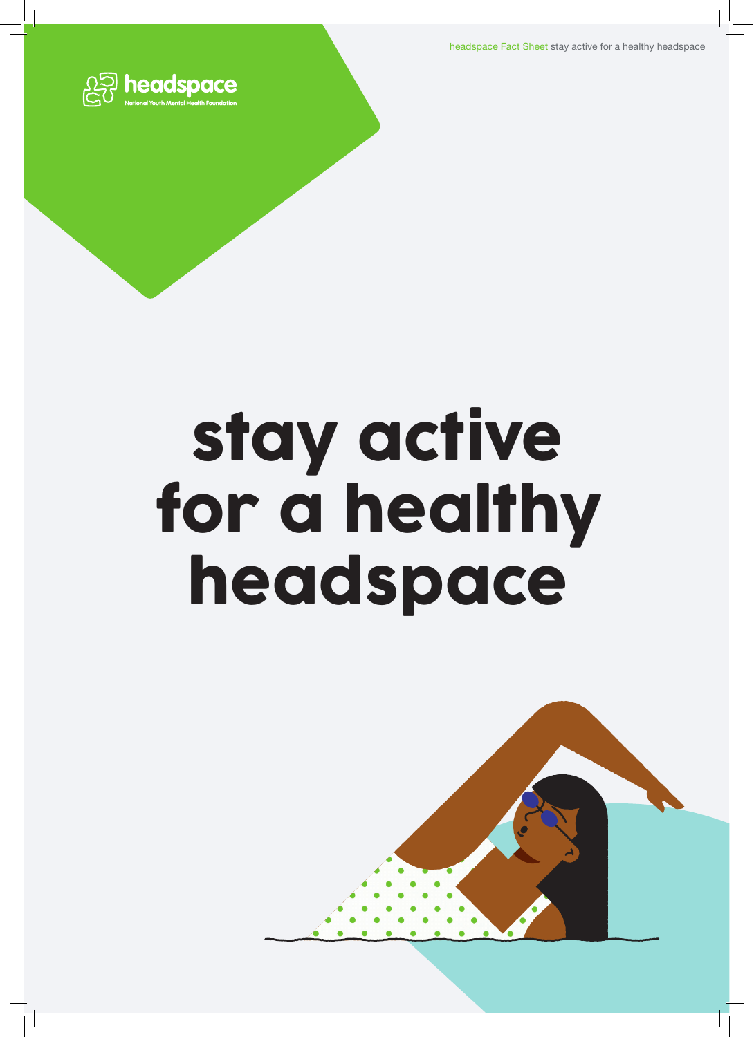headspace National Youth Mental Health Foundation

# stay active for a healthy headspace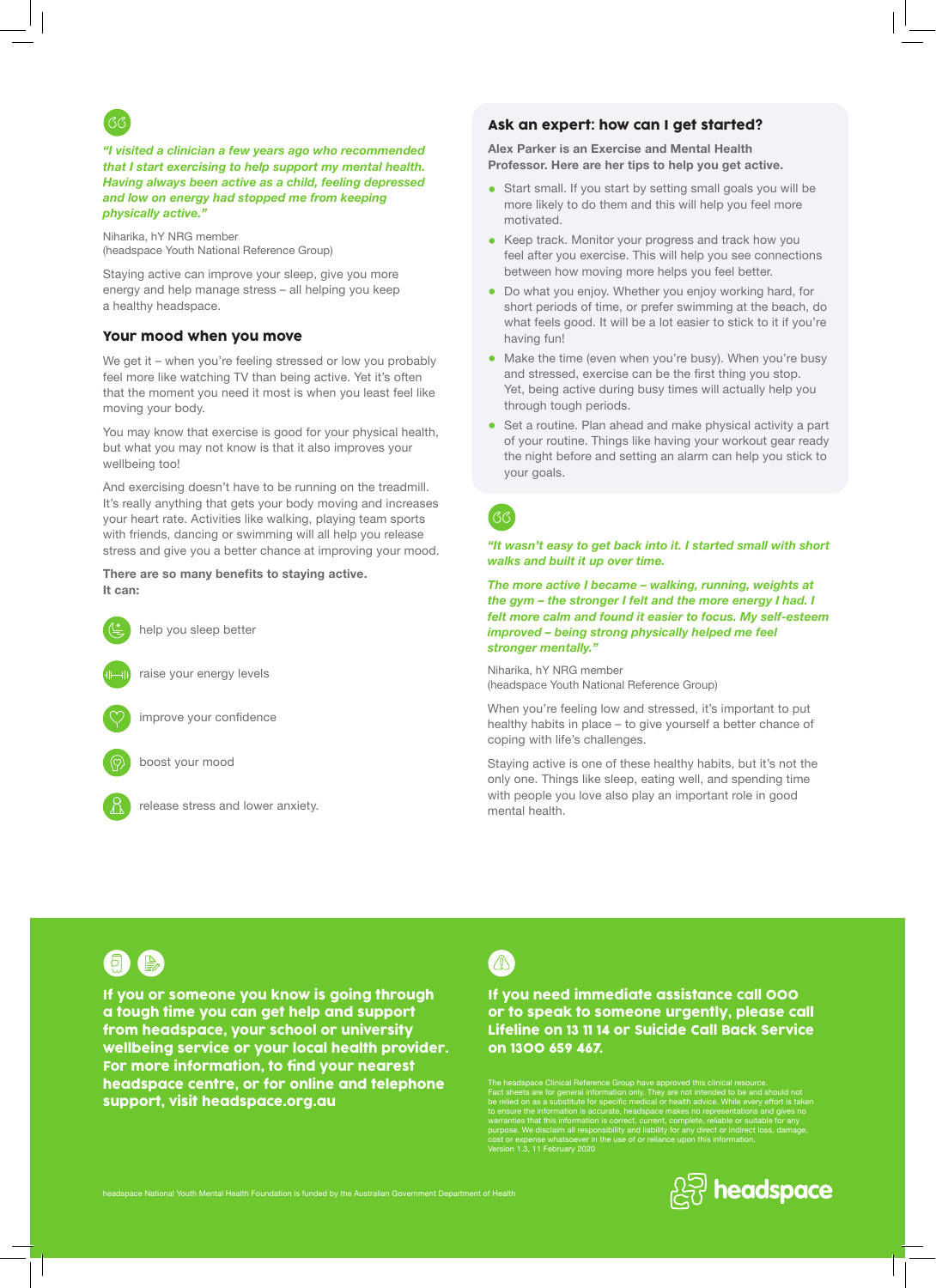*"I visited a clinician a few years ago who recommended that I start exercising to help support my mental health. Having always been active as a child, feeling depressed and low on energy had stopped me from keeping physically active."*

Niharika, hY NRG member
(headspace Youth National Reference Group)

Staying active can improve your sleep, give you more energy and help manage stress – all helping you keep a healthy headspace.

## Your mood when you move

We get it – when you're feeling stressed or low you probably feel more like watching TV than being active. Yet it's often that the moment you need it most is when you least feel like moving your body.

You may know that exercise is good for your physical health, but what you may not know is that it also improves your wellbeing too!

And exercising doesn't have to be running on the treadmill. It's really anything that gets your body moving and increases your heart rate. Activities like walking, playing team sports with friends, dancing or swimming will all help you release stress and give you a better chance at improving your mood.

**There are so many benefits to staying active. It can:**

- help you sleep better
- raise your energy levels
- improve your confidence
- boost your mood
- release stress and lower anxiety.

## Ask an expert: how can I get started?

**Alex Parker is an Exercise and Mental Health Professor. Here are her tips to help you get active.**

- Start small. If you start by setting small goals you will be more likely to do them and this will help you feel more motivated.
- Keep track. Monitor your progress and track how you feel after you exercise. This will help you see connections between how moving more helps you feel better.
- Do what you enjoy. Whether you enjoy working hard, for short periods of time, or prefer swimming at the beach, do what feels good. It will be a lot easier to stick to it if you're having fun!
- Make the time (even when you're busy). When you're busy and stressed, exercise can be the first thing you stop. Yet, being active during busy times will actually help you through tough periods.
- Set a routine. Plan ahead and make physical activity a part of your routine. Things like having your workout gear ready the night before and setting an alarm can help you stick to your goals.

*"It wasn't easy to get back into it. I started small with short walks and built it up over time.*

*The more active I became – walking, running, weights at the gym – the stronger I felt and the more energy I had. I felt more calm and found it easier to focus. My self-esteem improved – being strong physically helped me feel stronger mentally."*

Niharika, hY NRG member
(headspace Youth National Reference Group)

When you're feeling low and stressed, it's important to put healthy habits in place – to give yourself a better chance of coping with life's challenges.

Staying active is one of these healthy habits, but it's not the only one. Things like sleep, eating well, and spending time with people you love also play an important role in good mental health.

**If you or someone you know is going through a tough time you can get help and support from headspace, your school or university wellbeing service or your local health provider. For more information, to find your nearest headspace centre, or for online and telephone support, visit headspace.org.au**

**If you need immediate assistance call 000 or to speak to someone urgently, please call Lifeline on 13 11 14 or Suicide Call Back Service on 1300 659 467.**

The headspace Clinical Reference Group have approved this clinical resource. Fact sheets are for general information only. They are not intended to be and should not be relied on as a substitute for specific medical or health advice. While every effort is taken to ensure the information is accurate, headspace makes no representations and gives no warranties that this information is correct, current, complete, reliable or suitable for any purpose. We disclaim all responsibility and liability for any direct or indirect loss, damage, cost or expense whatsoever in the use of or reliance upon this information.
Version 1.3, 11 February 2020

headspace National Youth Mental Health Foundation is funded by the Australian Government Department of Health

headspace